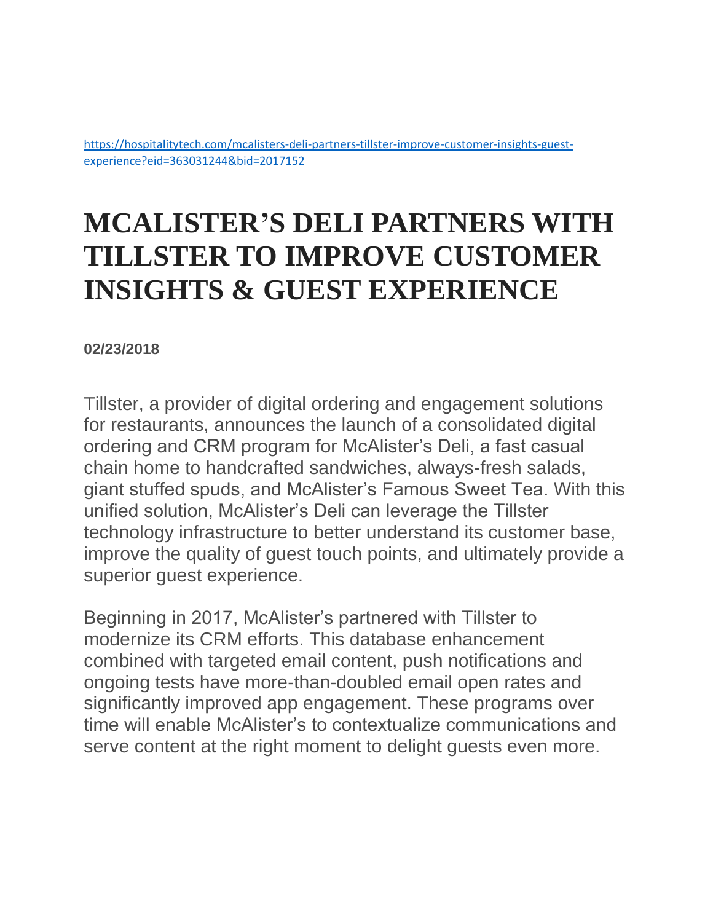https://hospitalitytech.com/mcalisters-deli-partners-tillster-improve-customer-insights-guest-experience?eid=363031244&bid=2017152

# MCALISTER'S DELI PARTNERS WITH TILLSTER TO IMPROVE CUSTOMER INSIGHTS & GUEST EXPERIENCE

**02/23/2018**

Tillster, a provider of digital ordering and engagement solutions for restaurants, announces the launch of a consolidated digital ordering and CRM program for McAlister's Deli, a fast casual chain home to handcrafted sandwiches, always-fresh salads, giant stuffed spuds, and McAlister's Famous Sweet Tea. With this unified solution, McAlister's Deli can leverage the Tillster technology infrastructure to better understand its customer base, improve the quality of guest touch points, and ultimately provide a superior guest experience.

Beginning in 2017, McAlister's partnered with Tillster to modernize its CRM efforts. This database enhancement combined with targeted email content, push notifications and ongoing tests have more-than-doubled email open rates and significantly improved app engagement. These programs over time will enable McAlister's to contextualize communications and serve content at the right moment to delight guests even more.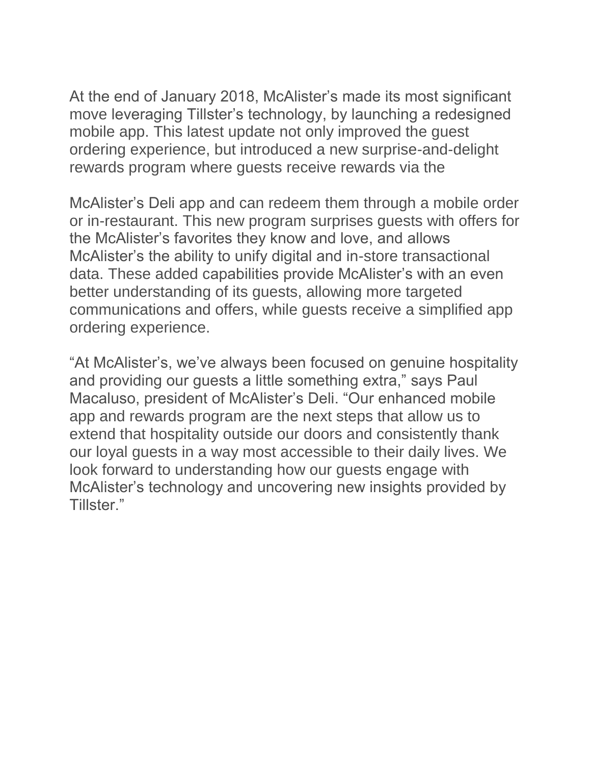At the end of January 2018, McAlister's made its most significant move leveraging Tillster's technology, by launching a redesigned mobile app. This latest update not only improved the guest ordering experience, but introduced a new surprise-and-delight rewards program where guests receive rewards via the

McAlister's Deli app and can redeem them through a mobile order or in-restaurant. This new program surprises guests with offers for the McAlister's favorites they know and love, and allows McAlister's the ability to unify digital and in-store transactional data. These added capabilities provide McAlister's with an even better understanding of its guests, allowing more targeted communications and offers, while guests receive a simplified app ordering experience.

"At McAlister's, we've always been focused on genuine hospitality and providing our guests a little something extra," says Paul Macaluso, president of McAlister's Deli. "Our enhanced mobile app and rewards program are the next steps that allow us to extend that hospitality outside our doors and consistently thank our loyal guests in a way most accessible to their daily lives. We look forward to understanding how our guests engage with McAlister's technology and uncovering new insights provided by Tillster."